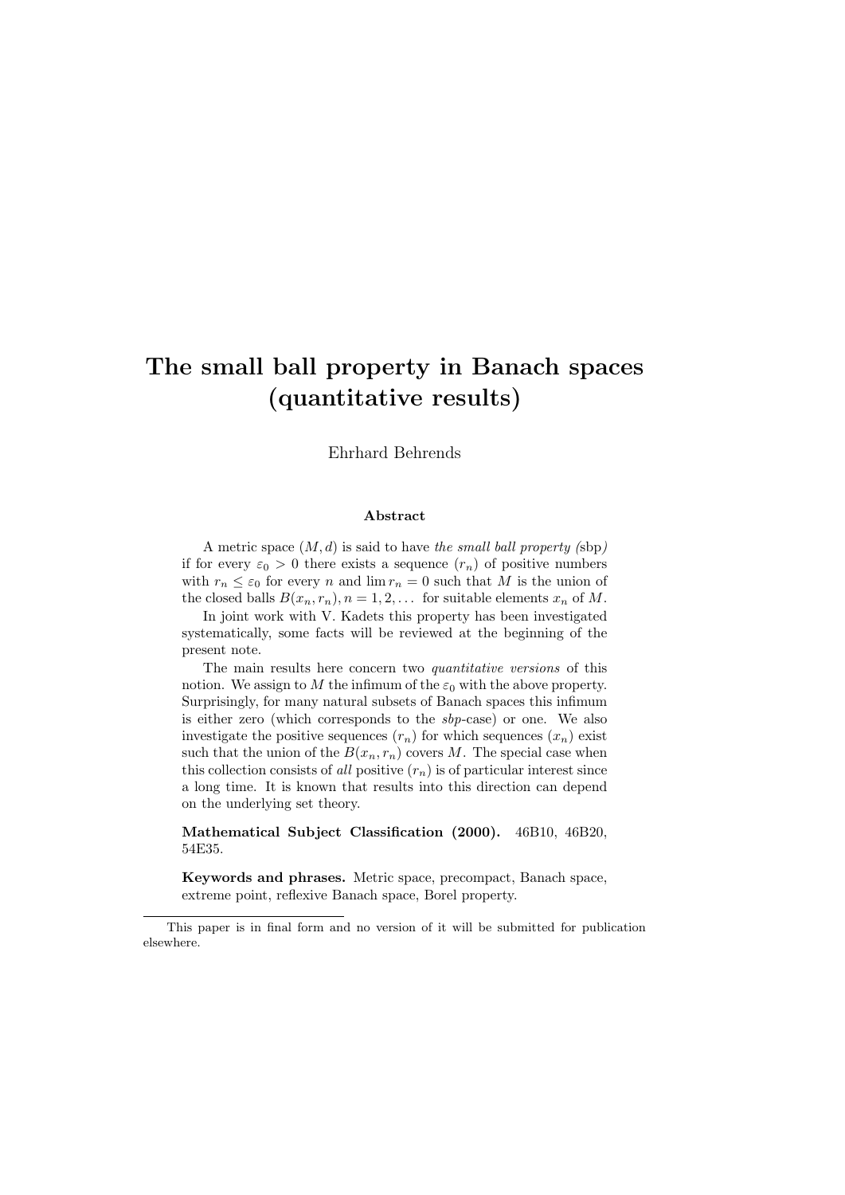# The small ball property in Banach spaces (quantitative results)

Ehrhard Behrends

### Abstract

A metric space $(M, d)$ is said to have *the small ball property (*sbp*)* if for every $\varepsilon_0 > 0$ there exists a sequence $(r_n)$ of positive numbers with $r_n \leq \varepsilon_0$ for every $n$ and $\lim r_n = 0$ such that $M$ is the union of the closed balls $B(x_n, r_n), n = 1, 2, \ldots$ for suitable elements $x_n$ of $M$.

In joint work with V. Kadets this property has been investigated systematically, some facts will be reviewed at the beginning of the present note.

The main results here concern two *quantitative versions* of this notion. We assign to $M$ the infimum of the $\varepsilon_0$ with the above property. Surprisingly, for many natural subsets of Banach spaces this infimum is either zero (which corresponds to the *sbp*-case) or one. We also investigate the positive sequences $(r_n)$ for which sequences $(x_n)$ exist such that the union of the $B(x_n, r_n)$ covers $M$. The special case when this collection consists of *all* positive $(r_n)$ is of particular interest since a long time. It is known that results into this direction can depend on the underlying set theory.

**Mathematical Subject Classification (2000).** 46B10, 46B20, 54E35.

**Keywords and phrases.** Metric space, precompact, Banach space, extreme point, reflexive Banach space, Borel property.

---

This paper is in final form and no version of it will be submitted for publication elsewhere.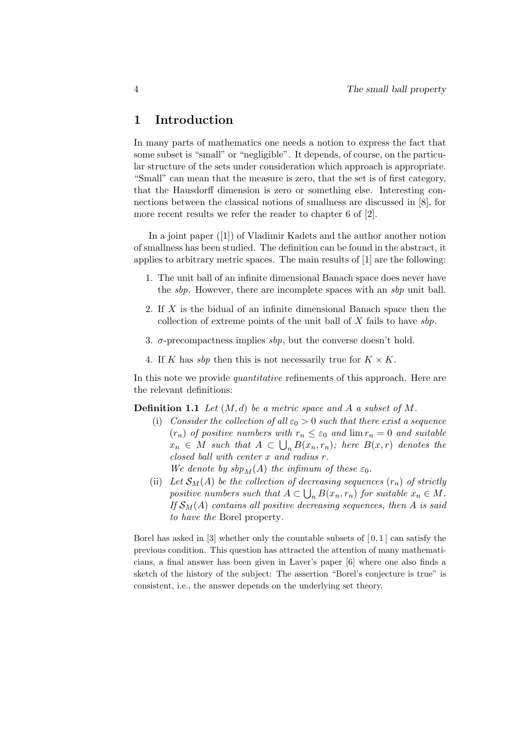# 1 Introduction

In many parts of mathematics one needs a notion to express the fact that some subset is "small" or "negligible". It depends, of course, on the particular structure of the sets under consideration which approach is appropriate. "Small" can mean that the measure is zero, that the set is of first category, that the Hausdorff dimension is zero or something else. Interesting connections between the classical notions of smallness are discussed in [8], for more recent results we refer the reader to chapter 6 of [2].

In a joint paper ([1]) of Vladimir Kadets and the author another notion of smallness has been studied. The definition can be found in the abstract, it applies to arbitrary metric spaces. The main results of [1] are the following:

1. The unit ball of an infinite dimensional Banach space does never have the *sbp*. However, there are incomplete spaces with an *sbp* unit ball.
2. If $X$ is the bidual of an infinite dimensional Banach space then the collection of extreme points of the unit ball of $X$ fails to have *sbp*.
3. $\sigma$-precompactness implies *sbp*, but the converse doesn't hold.
4. If $K$ has *sbp* then this is not necessarily true for $K \times K$.

In this note we provide *quantitative* refinements of this approach. Here are the relevant definitions:

**Definition 1.1** *Let $(M, d)$ be a metric space and $A$ a subset of $M$.*

(i) *Consider the collection of all $\varepsilon_0 > 0$ such that there exist a sequence $(r_n)$ of positive numbers with $r_n \leq \varepsilon_0$ and $\lim r_n = 0$ and suitable $x_n \in M$ such that $A \subset \bigcup_n B(x_n, r_n)$; here $B(x, r)$ denotes the closed ball with center $x$ and radius $r$.*
*We denote by $sbp_M(A)$ the infimum of these $\varepsilon_0$.*

(ii) *Let $\mathcal{S}_M(A)$ be the collection of decreasing sequences $(r_n)$ of strictly positive numbers such that $A \subset \bigcup_n B(x_n, r_n)$ for suitable $x_n \in M$. If $\mathcal{S}_M(A)$ contains all positive decreasing sequences, then $A$ is said to have the* Borel property.

Borel has asked in [3] whether only the countable subsets of $[0, 1]$ can satisfy the previous condition. This question has attracted the attention of many mathematicians, a final answer has been given in Laver's paper [6] where one also finds a sketch of the history of the subject: The assertion "Borel's conjecture is true" is consistent, i.e., the answer depends on the underlying set theory.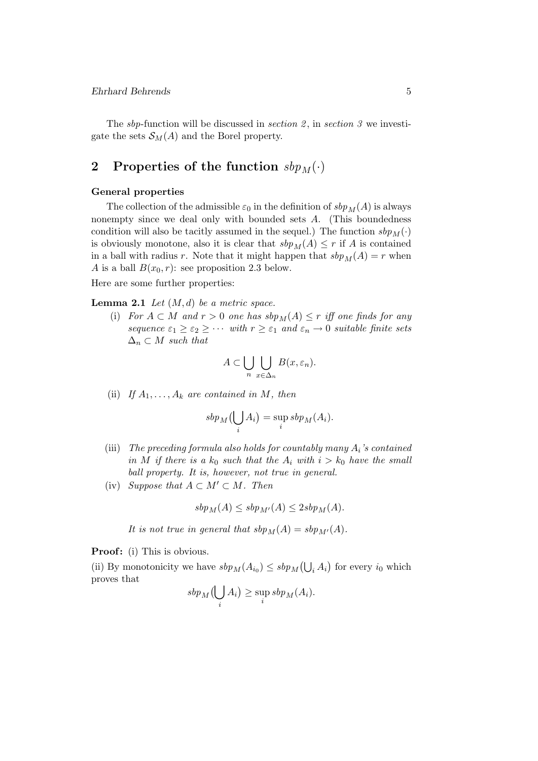The *sbp*-function will be discussed in *section 2*, in *section 3* we investigate the sets $\mathcal{S}_M(A)$ and the Borel property.

## 2 Properties of the function $sbp_M(\cdot)$

**General properties**

The collection of the admissible $\varepsilon_0$ in the definition of $sbp_M(A)$ is always nonempty since we deal only with bounded sets $A$. (This boundedness condition will also be tacitly assumed in the sequel.) The function $sbp_M(\cdot)$ is obviously monotone, also it is clear that $sbp_M(A) \leq r$ if $A$ is contained in a ball with radius $r$. Note that it might happen that $sbp_M(A) = r$ when $A$ is a ball $B(x_0, r)$: see proposition 2.3 below.

Here are some further properties:

**Lemma 2.1** *Let $(M, d)$ be a metric space.*

(i) *For $A \subset M$ and $r > 0$ one has $sbp_M(A) \leq r$ iff one finds for any sequence $\varepsilon_1 \geq \varepsilon_2 \geq \cdots$ with $r \geq \varepsilon_1$ and $\varepsilon_n \to 0$ suitable finite sets $\Delta_n \subset M$ such that*

$$A \subset \bigcup_n \bigcup_{x \in \Delta_n} B(x, \varepsilon_n).$$

(ii) *If $A_1, \ldots, A_k$ are contained in $M$, then*

$$sbp_M\big(\bigcup_i A_i\big) = \sup_i sbp_M(A_i).$$

(iii) *The preceding formula also holds for countably many $A_i$'s contained in $M$ if there is a $k_0$ such that the $A_i$ with $i > k_0$ have the small ball property. It is, however, not true in general.*

(iv) *Suppose that $A \subset M' \subset M$. Then*

$$sbp_M(A) \leq sbp_{M'}(A) \leq 2 sbp_M(A).$$

*It is not true in general that $sbp_M(A) = sbp_{M'}(A)$.*

**Proof:** (i) This is obvious.

(ii) By monotonicity we have $sbp_M(A_{i_0}) \leq sbp_M\big(\bigcup_i A_i\big)$ for every $i_0$ which proves that

$$sbp_M\big(\bigcup_i A_i\big) \geq \sup_i sbp_M(A_i).$$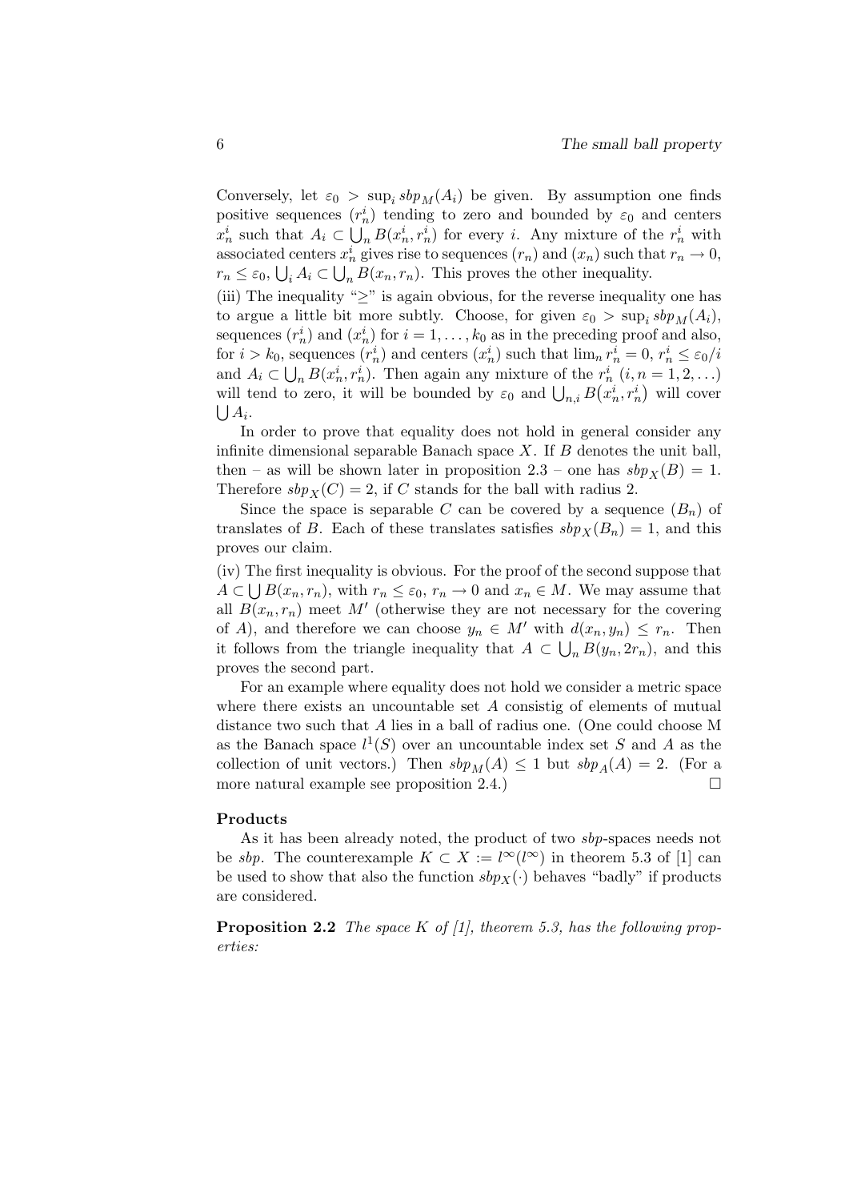Conversely, let $\varepsilon_0 > \sup_i sbp_M(A_i)$ be given. By assumption one finds positive sequences $(r_n^i)$ tending to zero and bounded by $\varepsilon_0$ and centers $x_n^i$ such that $A_i \subset \bigcup_n B(x_n^i, r_n^i)$ for every $i$. Any mixture of the $r_n^i$ with associated centers $x_n^i$ gives rise to sequences $(r_n)$ and $(x_n)$ such that $r_n \to 0$, $r_n \leq \varepsilon_0$, $\bigcup_i A_i \subset \bigcup_n B(x_n, r_n)$. This proves the other inequality.

(iii) The inequality "$\geq$" is again obvious, for the reverse inequality one has to argue a little bit more subtly. Choose, for given $\varepsilon_0 > \sup_i sbp_M(A_i)$, sequences $(r_n^i)$ and $(x_n^i)$ for $i = 1, \ldots, k_0$ as in the preceding proof and also, for $i > k_0$, sequences $(r_n^i)$ and centers $(x_n^i)$ such that $\lim_n r_n^i = 0$, $r_n^i \leq \varepsilon_0 / i$ and $A_i \subset \bigcup_n B(x_n^i, r_n^i)$. Then again any mixture of the $r_n^i$ $(i, n = 1, 2, \ldots)$ will tend to zero, it will be bounded by $\varepsilon_0$ and $\bigcup_{n,i} B\big(x_n^i, r_n^i\big)$ will cover $\bigcup A_i$.

In order to prove that equality does not hold in general consider any infinite dimensional separable Banach space $X$. If $B$ denotes the unit ball, then – as will be shown later in proposition 2.3 – one has $sbp_X(B) = 1$. Therefore $sbp_X(C) = 2$, if $C$ stands for the ball with radius 2.

Since the space is separable $C$ can be covered by a sequence $(B_n)$ of translates of $B$. Each of these translates satisfies $sbp_X(B_n) = 1$, and this proves our claim.

(iv) The first inequality is obvious. For the proof of the second suppose that $A \subset \bigcup B(x_n, r_n)$, with $r_n \leq \varepsilon_0$, $r_n \to 0$ and $x_n \in M$. We may assume that all $B(x_n, r_n)$ meet $M'$ (otherwise they are not necessary for the covering of $A$), and therefore we can choose $y_n \in M'$ with $d(x_n, y_n) \leq r_n$. Then it follows from the triangle inequality that $A \subset \bigcup_n B(y_n, 2r_n)$, and this proves the second part.

For an example where equality does not hold we consider a metric space where there exists an uncountable set $A$ consistig of elements of mutual distance two such that $A$ lies in a ball of radius one. (One could choose M as the Banach space $l^1(S)$ over an uncountable index set $S$ and $A$ as the collection of unit vectors.) Then $sbp_M(A) \leq 1$ but $sbp_A(A) = 2$. (For a more natural example see proposition 2.4.) $\square$

**Products**

As it has been already noted, the product of two *sbp*-spaces needs not be *sbp*. The counterexample $K \subset X := l^\infty(l^\infty)$ in theorem 5.3 of [1] can be used to show that also the function $sbp_X(\cdot)$ behaves "badly" if products are considered.

**Proposition 2.2** *The space $K$ of [1], theorem 5.3, has the following properties:*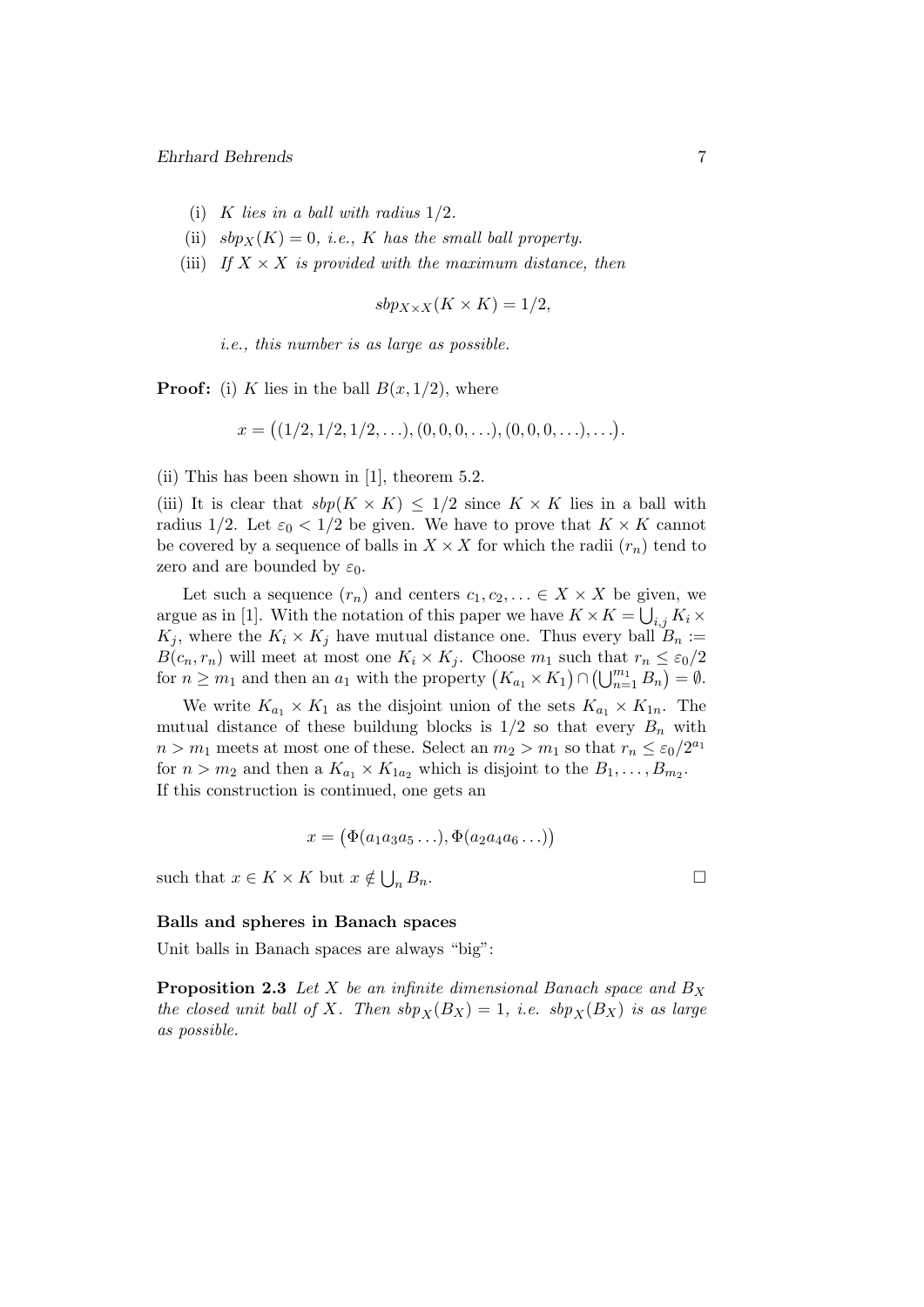(i) *$K$ lies in a ball with radius $1/2$.*

(ii) *$sbp_X(K) = 0$, i.e., $K$ has the small ball property.*

(iii) *If $X \times X$ is provided with the maximum distance, then*

$$sbp_{X\times X}(K \times K) = 1/2,$$

*i.e., this number is as large as possible.*

**Proof:** (i) $K$ lies in the ball $B(x, 1/2)$, where

$$x = \big((1/2, 1/2, 1/2, \ldots), (0, 0, 0, \ldots), (0, 0, 0, \ldots), \ldots\big).$$

(ii) This has been shown in [1], theorem 5.2.

(iii) It is clear that $sbp(K \times K) \leq 1/2$ since $K \times K$ lies in a ball with radius $1/2$. Let $\varepsilon_0 < 1/2$ be given. We have to prove that $K \times K$ cannot be covered by a sequence of balls in $X \times X$ for which the radii $(r_n)$ tend to zero and are bounded by $\varepsilon_0$.

Let such a sequence $(r_n)$ and centers $c_1, c_2, \ldots \in X \times X$ be given, we argue as in [1]. With the notation of this paper we have $K \times K = \bigcup_{i,j} K_i \times K_j$, where the $K_i \times K_j$ have mutual distance one. Thus every ball $B_n := B(c_n, r_n)$ will meet at most one $K_i \times K_j$. Choose $m_1$ such that $r_n \leq \varepsilon_0/2$ for $n \geq m_1$ and then an $a_1$ with the property $\big(K_{a_1} \times K_1\big) \cap \big(\bigcup_{n=1}^{m_1} B_n\big) = \emptyset$.

We write $K_{a_1} \times K_1$ as the disjoint union of the sets $K_{a_1} \times K_{1n}$. The mutual distance of these buildung blocks is $1/2$ so that every $B_n$ with $n > m_1$ meets at most one of these. Select an $m_2 > m_1$ so that $r_n \leq \varepsilon_0/2^{a_1}$ for $n > m_2$ and then a $K_{a_1} \times K_{1a_2}$ which is disjoint to the $B_1, \ldots, B_{m_2}$. If this construction is continued, one gets an

$$x = \big(\Phi(a_1 a_3 a_5 \ldots), \Phi(a_2 a_4 a_6 \ldots)\big)$$

such that $x \in K \times K$ but $x \notin \bigcup_n B_n$. $\square$

**Balls and spheres in Banach spaces**

Unit balls in Banach spaces are always "big":

**Proposition 2.3** *Let $X$ be an infinite dimensional Banach space and $B_X$ the closed unit ball of $X$. Then $sbp_X(B_X) = 1$, i.e. $sbp_X(B_X)$ is as large as possible.*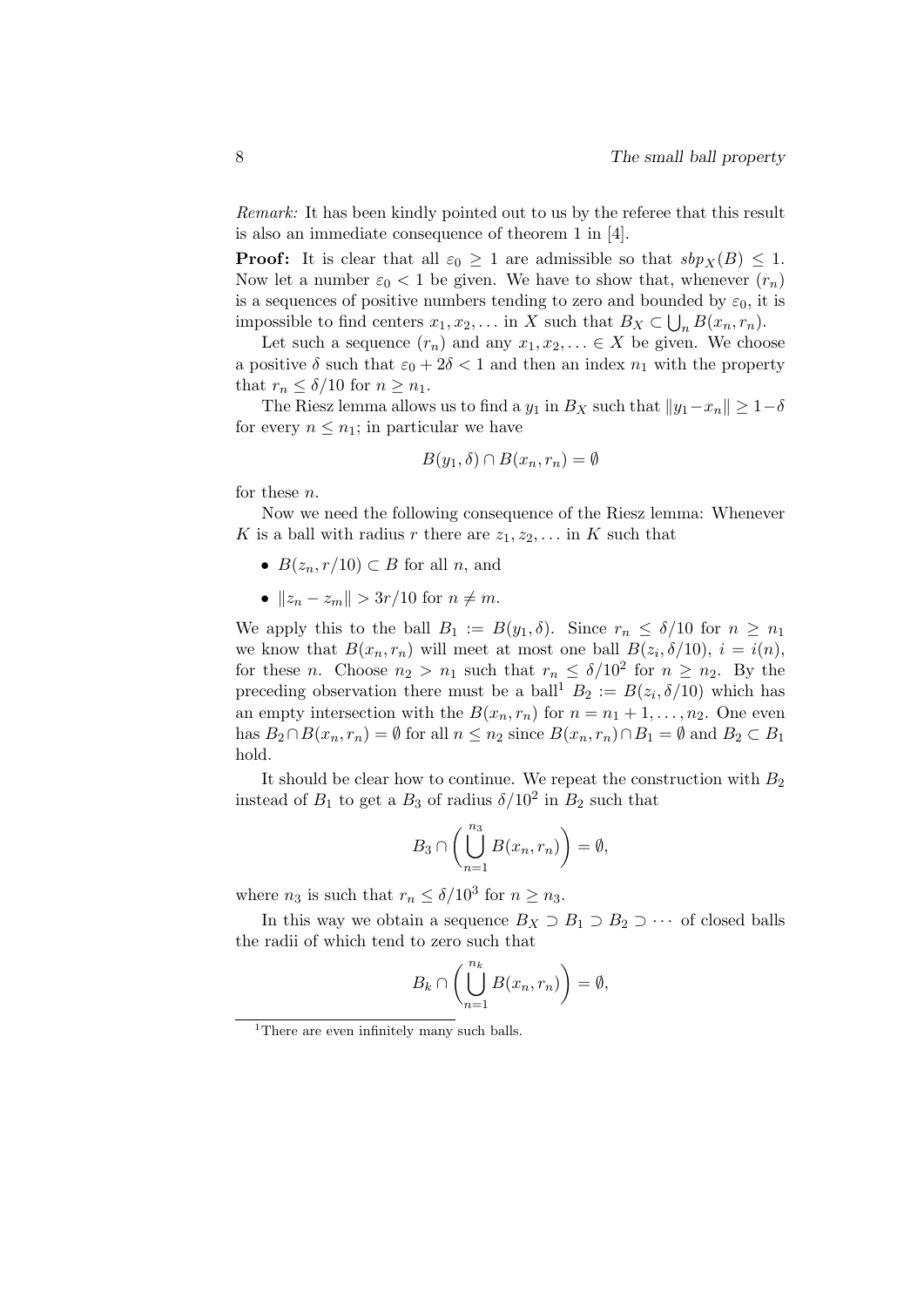*Remark:* It has been kindly pointed out to us by the referee that this result is also an immediate consequence of theorem 1 in [4].

**Proof:** It is clear that all $\varepsilon_0 \geq 1$ are admissible so that $sbp_X(B) \leq 1$. Now let a number $\varepsilon_0 < 1$ be given. We have to show that, whenever $(r_n)$ is a sequences of positive numbers tending to zero and bounded by $\varepsilon_0$, it is impossible to find centers $x_1, x_2, \ldots$ in $X$ such that $B_X \subset \bigcup_n B(x_n, r_n)$.

Let such a sequence $(r_n)$ and any $x_1, x_2, \ldots \in X$ be given. We choose a positive $\delta$ such that $\varepsilon_0 + 2\delta < 1$ and then an index $n_1$ with the property that $r_n \leq \delta/10$ for $n \geq n_1$.

The Riesz lemma allows us to find a $y_1$ in $B_X$ such that $\|y_1 - x_n\| \geq 1 - \delta$ for every $n \leq n_1$; in particular we have

$$B(y_1, \delta) \cap B(x_n, r_n) = \emptyset$$

for these $n$.

Now we need the following consequence of the Riesz lemma: Whenever $K$ is a ball with radius $r$ there are $z_1, z_2, \ldots$ in $K$ such that

- $B(z_n, r/10) \subset B$ for all $n$, and
- $\|z_n - z_m\| > 3r/10$ for $n \neq m$.

We apply this to the ball $B_1 := B(y_1, \delta)$. Since $r_n \leq \delta/10$ for $n \geq n_1$ we know that $B(x_n, r_n)$ will meet at most one ball $B(z_i, \delta/10)$, $i = i(n)$, for these $n$. Choose $n_2 > n_1$ such that $r_n \leq \delta/10^2$ for $n \geq n_2$. By the preceding observation there must be a ball[1] $B_2 := B(z_i, \delta/10)$ which has an empty intersection with the $B(x_n, r_n)$ for $n = n_1 + 1, \ldots, n_2$. One even has $B_2 \cap B(x_n, r_n) = \emptyset$ for all $n \leq n_2$ since $B(x_n, r_n) \cap B_1 = \emptyset$ and $B_2 \subset B_1$ hold.

It should be clear how to continue. We repeat the construction with $B_2$ instead of $B_1$ to get a $B_3$ of radius $\delta/10^2$ in $B_2$ such that

$$B_3 \cap \left( \bigcup_{n=1}^{n_3} B(x_n, r_n) \right) = \emptyset,$$

where $n_3$ is such that $r_n \leq \delta/10^3$ for $n \geq n_3$.

In this way we obtain a sequence $B_X \supset B_1 \supset B_2 \supset \cdots$ of closed balls the radii of which tend to zero such that

$$B_k \cap \left( \bigcup_{n=1}^{n_k} B(x_n, r_n) \right) = \emptyset,$$

[1] There are even infinitely many such balls.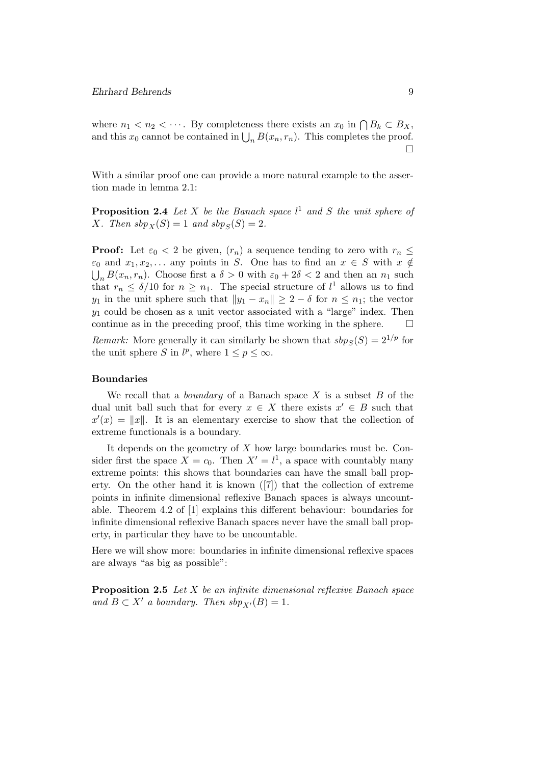where $n_1 < n_2 < \cdots$. By completeness there exists an $x_0$ in $\bigcap B_k \subset B_X$, and this $x_0$ cannot be contained in $\bigcup_n B(x_n, r_n)$. This completes the proof. $\square$

With a similar proof one can provide a more natural example to the assertion made in lemma 2.1:

**Proposition 2.4** *Let $X$ be the Banach space $l^1$ and $S$ the unit sphere of $X$. Then $sbp_X(S) = 1$ and $sbp_S(S) = 2$.*

**Proof:** Let $\varepsilon_0 < 2$ be given, $(r_n)$ a sequence tending to zero with $r_n \leq \varepsilon_0$ and $x_1, x_2, \ldots$ any points in $S$. One has to find an $x \in S$ with $x \notin \bigcup_n B(x_n, r_n)$. Choose first a $\delta > 0$ with $\varepsilon_0 + 2\delta < 2$ and then an $n_1$ such that $r_n \leq \delta/10$ for $n \geq n_1$. The special structure of $l^1$ allows us to find $y_1$ in the unit sphere such that $\|y_1 - x_n\| \geq 2 - \delta$ for $n \leq n_1$; the vector $y_1$ could be chosen as a unit vector associated with a "large" index. Then continue as in the preceding proof, this time working in the sphere. $\square$

*Remark:* More generally it can similarly be shown that $sbp_S(S) = 2^{1/p}$ for the unit sphere $S$ in $l^p$, where $1 \leq p \leq \infty$.

### Boundaries

We recall that a *boundary* of a Banach space $X$ is a subset $B$ of the dual unit ball such that for every $x \in X$ there exists $x' \in B$ such that $x'(x) = \|x\|$. It is an elementary exercise to show that the collection of extreme functionals is a boundary.

It depends on the geometry of $X$ how large boundaries must be. Consider first the space $X = c_0$. Then $X' = l^1$, a space with countably many extreme points: this shows that boundaries can have the small ball property. On the other hand it is known ([7]) that the collection of extreme points in infinite dimensional reflexive Banach spaces is always uncountable. Theorem 4.2 of [1] explains this different behaviour: boundaries for infinite dimensional reflexive Banach spaces never have the small ball property, in particular they have to be uncountable.

Here we will show more: boundaries in infinite dimensional reflexive spaces are always "as big as possible":

**Proposition 2.5** *Let $X$ be an infinite dimensional reflexive Banach space and $B \subset X'$ a boundary. Then $sbp_{X'}(B) = 1$.*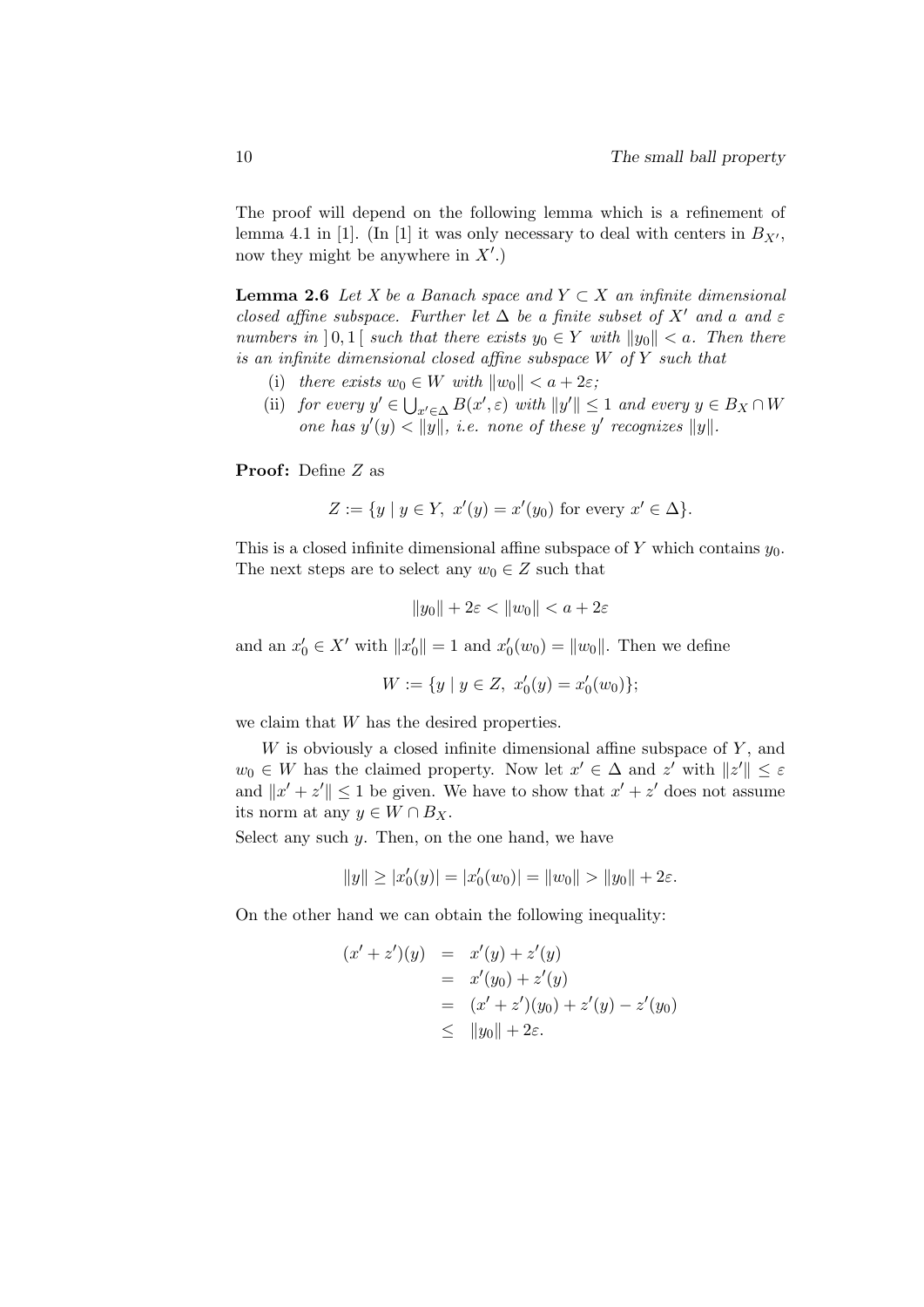The proof will depend on the following lemma which is a refinement of lemma 4.1 in [1]. (In [1] it was only necessary to deal with centers in $B_{X'}$, now they might be anywhere in $X'$.)

**Lemma 2.6** *Let $X$ be a Banach space and $Y \subset X$ an infinite dimensional closed affine subspace. Further let $\Delta$ be a finite subset of $X'$ and $a$ and $\varepsilon$ numbers in $]\,0,1\,[$ such that there exists $y_0 \in Y$ with $\|y_0\| < a$. Then there is an infinite dimensional closed affine subspace $W$ of $Y$ such that*

- (i) *there exists $w_0 \in W$ with $\|w_0\| < a + 2\varepsilon$;*
- (ii) *for every $y' \in \bigcup_{x' \in \Delta} B(x', \varepsilon)$ with $\|y'\| \leq 1$ and every $y \in B_X \cap W$ one has $y'(y) < \|y\|$, i.e. none of these $y'$ recognizes $\|y\|$.*

**Proof:** Define $Z$ as

$$Z := \{y \mid y \in Y,\ x'(y) = x'(y_0) \text{ for every } x' \in \Delta\}.$$

This is a closed infinite dimensional affine subspace of $Y$ which contains $y_0$. The next steps are to select any $w_0 \in Z$ such that

$$\|y_0\| + 2\varepsilon < \|w_0\| < a + 2\varepsilon$$

and an $x_0' \in X'$ with $\|x_0'\| = 1$ and $x_0'(w_0) = \|w_0\|$. Then we define

$$W := \{y \mid y \in Z,\ x_0'(y) = x_0'(w_0)\};$$

we claim that $W$ has the desired properties.

$W$ is obviously a closed infinite dimensional affine subspace of $Y$, and $w_0 \in W$ has the claimed property. Now let $x' \in \Delta$ and $z'$ with $\|z'\| \leq \varepsilon$ and $\|x' + z'\| \leq 1$ be given. We have to show that $x' + z'$ does not assume its norm at any $y \in W \cap B_X$.

Select any such $y$. Then, on the one hand, we have

$$\|y\| \geq |x_0'(y)| = |x_0'(w_0)| = \|w_0\| > \|y_0\| + 2\varepsilon.$$

On the other hand we can obtain the following inequality:

$$\begin{aligned} (x' + z')(y) &= x'(y) + z'(y) \\ &= x'(y_0) + z'(y) \\ &= (x' + z')(y_0) + z'(y) - z'(y_0) \\ &\leq \|y_0\| + 2\varepsilon. \end{aligned}$$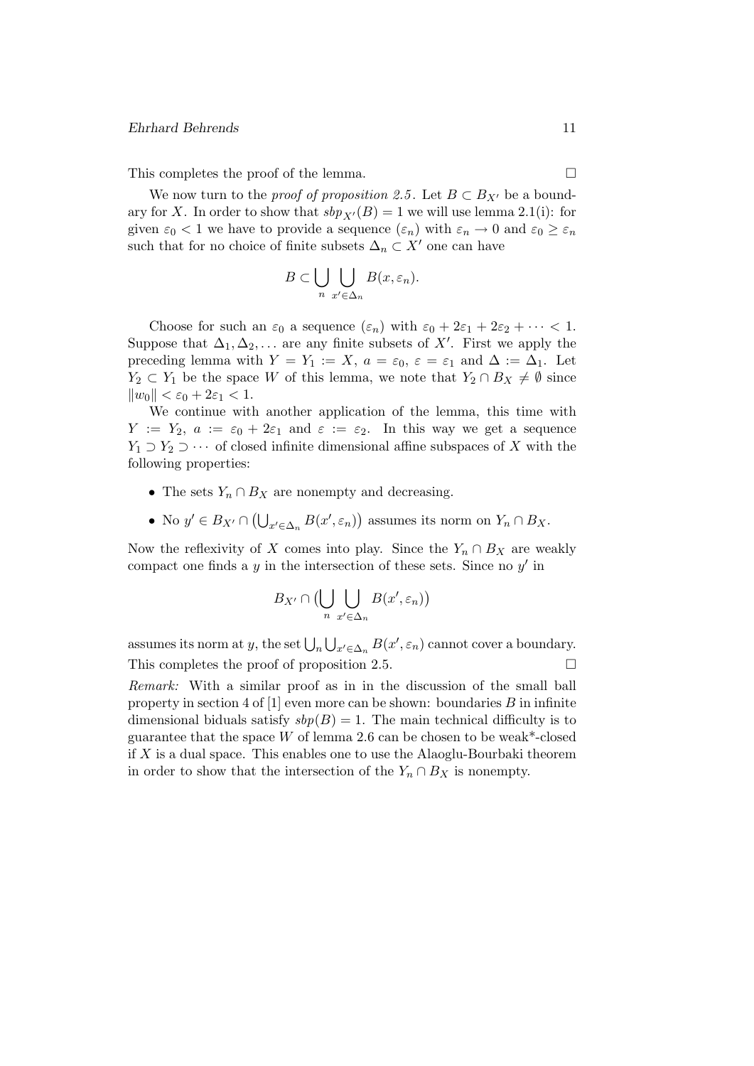This completes the proof of the lemma. $\square$

We now turn to the *proof of proposition 2.5*. Let $B \subset B_{X'}$ be a boundary for $X$. In order to show that $sbp_{X'}(B) = 1$ we will use lemma 2.1(i): for given $\varepsilon_0 < 1$ we have to provide a sequence $(\varepsilon_n)$ with $\varepsilon_n \to 0$ and $\varepsilon_0 \geq \varepsilon_n$ such that for no choice of finite subsets $\Delta_n \subset X'$ one can have

$$B \subset \bigcup_n \bigcup_{x' \in \Delta_n} B(x, \varepsilon_n).$$

Choose for such an $\varepsilon_0$ a sequence $(\varepsilon_n)$ with $\varepsilon_0 + 2\varepsilon_1 + 2\varepsilon_2 + \cdots < 1$. Suppose that $\Delta_1, \Delta_2, \ldots$ are any finite subsets of $X'$. First we apply the preceding lemma with $Y = Y_1 := X$, $a = \varepsilon_0$, $\varepsilon = \varepsilon_1$ and $\Delta := \Delta_1$. Let $Y_2 \subset Y_1$ be the space $W$ of this lemma, we note that $Y_2 \cap B_X \neq \emptyset$ since $\|w_0\| < \varepsilon_0 + 2\varepsilon_1 < 1$.

We continue with another application of the lemma, this time with $Y := Y_2$, $a := \varepsilon_0 + 2\varepsilon_1$ and $\varepsilon := \varepsilon_2$. In this way we get a sequence $Y_1 \supset Y_2 \supset \cdots$ of closed infinite dimensional affine subspaces of $X$ with the following properties:

- The sets $Y_n \cap B_X$ are nonempty and decreasing.
- No $y' \in B_{X'} \cap \big(\bigcup_{x' \in \Delta_n} B(x', \varepsilon_n)\big)$ assumes its norm on $Y_n \cap B_X$.

Now the reflexivity of $X$ comes into play. Since the $Y_n \cap B_X$ are weakly compact one finds a $y$ in the intersection of these sets. Since no $y'$ in

$$B_{X'} \cap \big(\bigcup_n \bigcup_{x' \in \Delta_n} B(x', \varepsilon_n)\big)$$

assumes its norm at $y$, the set $\bigcup_n \bigcup_{x' \in \Delta_n} B(x', \varepsilon_n)$ cannot cover a boundary. This completes the proof of proposition 2.5. $\square$

*Remark:* With a similar proof as in in the discussion of the small ball property in section 4 of [1] even more can be shown: boundaries $B$ in infinite dimensional biduals satisfy $sbp(B) = 1$. The main technical difficulty is to guarantee that the space $W$ of lemma 2.6 can be chosen to be weak*-closed if $X$ is a dual space. This enables one to use the Alaoglu-Bourbaki theorem in order to show that the intersection of the $Y_n \cap B_X$ is nonempty.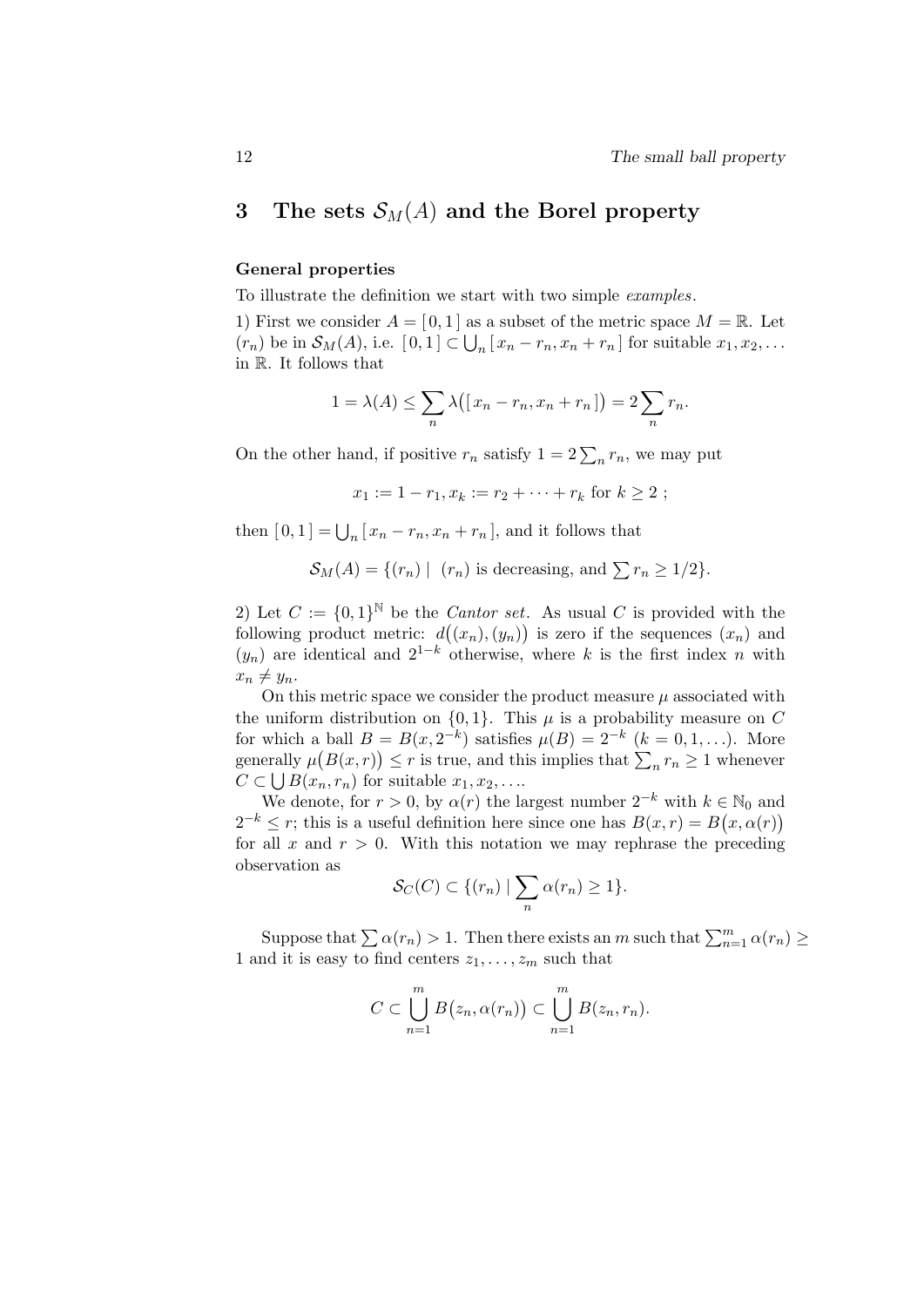## 3 The sets $\mathcal{S}_M(A)$ and the Borel property

**General properties**

To illustrate the definition we start with two simple *examples*.

1) First we consider $A = [\,0,1\,]$ as a subset of the metric space $M = \mathbb{R}$. Let $(r_n)$ be in $\mathcal{S}_M(A)$, i.e. $[\,0,1\,] \subset \bigcup_n [\,x_n - r_n, x_n + r_n\,]$ for suitable $x_1, x_2, \ldots$ in $\mathbb{R}$. It follows that

$$1 = \lambda(A) \le \sum_n \lambda\big([\,x_n - r_n, x_n + r_n\,]\big) = 2\sum_n r_n.$$

On the other hand, if positive $r_n$ satisfy $1 = 2\sum_n r_n$, we may put

$$x_1 := 1 - r_1, x_k := r_2 + \cdots + r_k \text{ for } k \ge 2\;;$$

then $[\,0,1\,] = \bigcup_n [\,x_n - r_n, x_n + r_n\,]$, and it follows that

$$\mathcal{S}_M(A) = \{(r_n) \mid\; (r_n) \text{ is decreasing, and } \textstyle\sum r_n \ge 1/2\}.$$

2) Let $C := \{0,1\}^{\mathbb{N}}$ be the *Cantor set*. As usual $C$ is provided with the following product metric: $d\big((x_n),(y_n)\big)$ is zero if the sequences $(x_n)$ and $(y_n)$ are identical and $2^{1-k}$ otherwise, where $k$ is the first index $n$ with $x_n \ne y_n$.

On this metric space we consider the product measure $\mu$ associated with the uniform distribution on $\{0,1\}$. This $\mu$ is a probability measure on $C$ for which a ball $B = B(x, 2^{-k})$ satisfies $\mu(B) = 2^{-k}$ $(k = 0,1,\ldots)$. More generally $\mu\big(B(x,r)\big) \le r$ is true, and this implies that $\sum_n r_n \ge 1$ whenever $C \subset \bigcup B(x_n, r_n)$ for suitable $x_1, x_2, \ldots$.

We denote, for $r > 0$, by $\alpha(r)$ the largest number $2^{-k}$ with $k \in \mathbb{N}_0$ and $2^{-k} \le r$; this is a useful definition here since one has $B(x,r) = B\big(x, \alpha(r)\big)$ for all $x$ and $r > 0$. With this notation we may rephrase the preceding observation as

$$\mathcal{S}_C(C) \subset \{(r_n) \mid \sum_n \alpha(r_n) \ge 1\}.$$

Suppose that $\sum \alpha(r_n) > 1$. Then there exists an $m$ such that $\sum_{n=1}^m \alpha(r_n) \ge 1$ and it is easy to find centers $z_1, \ldots, z_m$ such that

$$C \subset \bigcup_{n=1}^m B\big(z_n, \alpha(r_n)\big) \subset \bigcup_{n=1}^m B(z_n, r_n).$$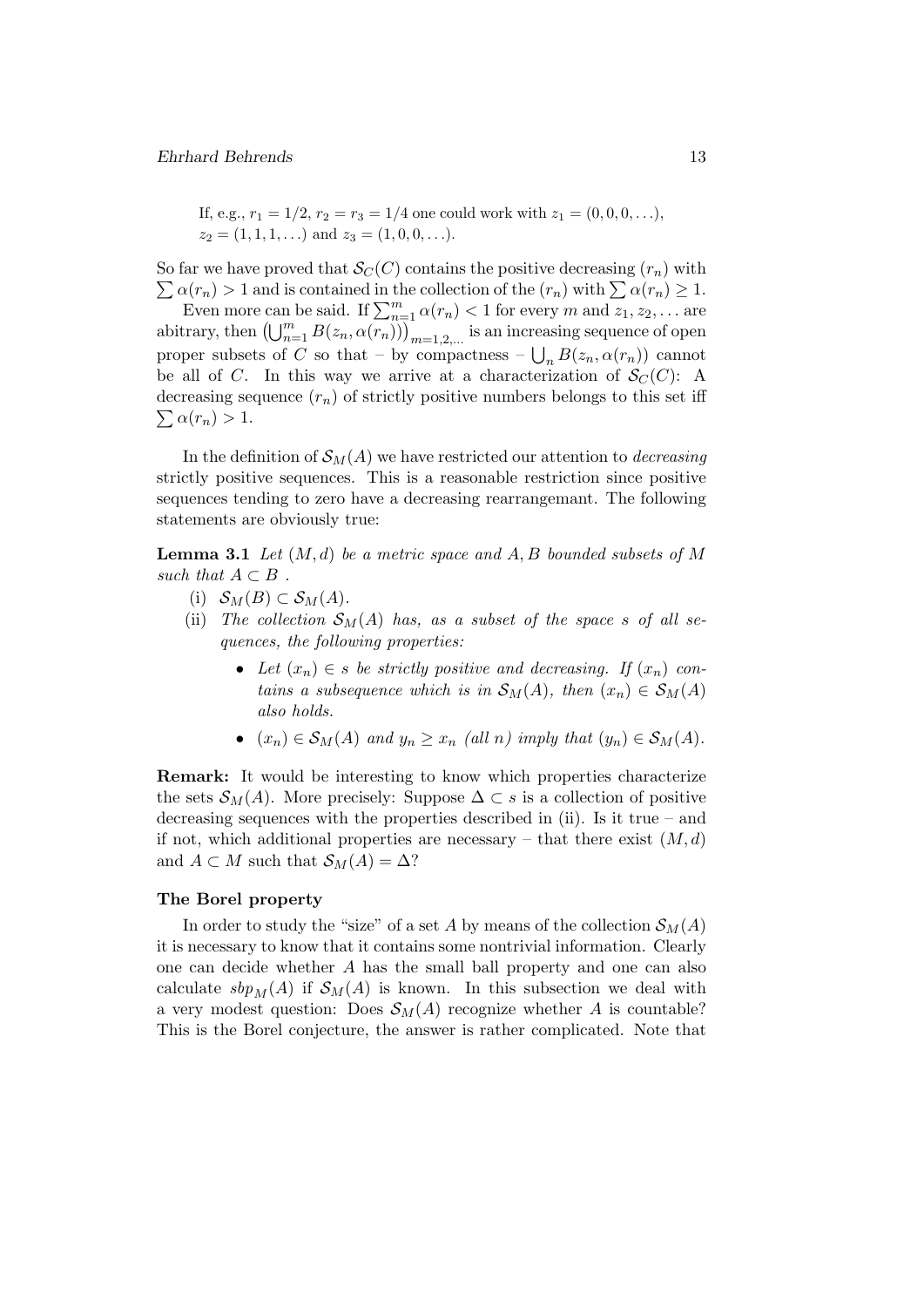If, e.g., $r_1 = 1/2$, $r_2 = r_3 = 1/4$ one could work with $z_1 = (0, 0, 0, \ldots)$, $z_2 = (1, 1, 1, \ldots)$ and $z_3 = (1, 0, 0, \ldots)$.

So far we have proved that $\mathcal{S}_C(C)$ contains the positive decreasing $(r_n)$ with $\sum \alpha(r_n) > 1$ and is contained in the collection of the $(r_n)$ with $\sum \alpha(r_n) \geq 1$.

Even more can be said. If $\sum_{n=1}^{m} \alpha(r_n) < 1$ for every $m$ and $z_1, z_2, \ldots$ are abitrary, then $\left(\bigcup_{n=1}^{m} B(z_n, \alpha(r_n))\right)_{m=1,2,\ldots}$ is an increasing sequence of open proper subsets of $C$ so that – by compactness – $\bigcup_n B(z_n, \alpha(r_n))$ cannot be all of $C$. In this way we arrive at a characterization of $\mathcal{S}_C(C)$: A decreasing sequence $(r_n)$ of strictly positive numbers belongs to this set iff $\sum \alpha(r_n) > 1$.

In the definition of $\mathcal{S}_M(A)$ we have restricted our attention to *decreasing* strictly positive sequences. This is a reasonable restriction since positive sequences tending to zero have a decreasing rearrangemant. The following statements are obviously true:

**Lemma 3.1** *Let $(M, d)$ be a metric space and $A, B$ bounded subsets of $M$ such that $A \subset B$ .*

(i) $\mathcal{S}_M(B) \subset \mathcal{S}_M(A)$.

(ii) *The collection $\mathcal{S}_M(A)$ has, as a subset of the space $s$ of all sequences, the following properties:*

- *Let $(x_n) \in s$ be strictly positive and decreasing. If $(x_n)$ contains a subsequence which is in $\mathcal{S}_M(A)$, then $(x_n) \in \mathcal{S}_M(A)$ also holds.*
- *$(x_n) \in \mathcal{S}_M(A)$ and $y_n \geq x_n$ (all $n$) imply that $(y_n) \in \mathcal{S}_M(A)$.*

**Remark:** It would be interesting to know which properties characterize the sets $\mathcal{S}_M(A)$. More precisely: Suppose $\Delta \subset s$ is a collection of positive decreasing sequences with the properties described in (ii). Is it true – and if not, which additional properties are necessary – that there exist $(M, d)$ and $A \subset M$ such that $\mathcal{S}_M(A) = \Delta$?

**The Borel property**

In order to study the "size" of a set $A$ by means of the collection $\mathcal{S}_M(A)$ it is necessary to know that it contains some nontrivial information. Clearly one can decide whether $A$ has the small ball property and one can also calculate $sbp_M(A)$ if $\mathcal{S}_M(A)$ is known. In this subsection we deal with a very modest question: Does $\mathcal{S}_M(A)$ recognize whether $A$ is countable? This is the Borel conjecture, the answer is rather complicated. Note that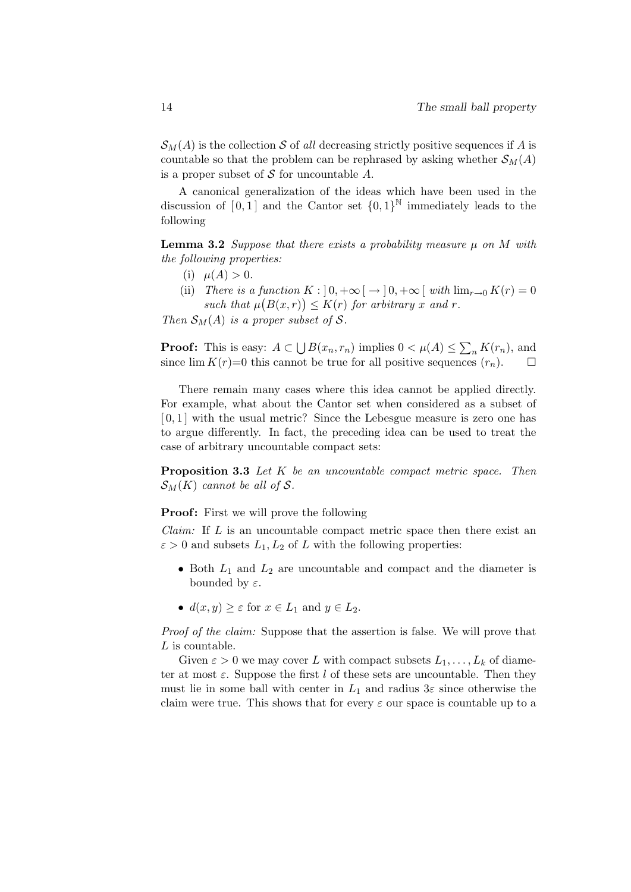$\mathcal{S}_M(A)$ is the collection $\mathcal{S}$ of *all* decreasing strictly positive sequences if $A$ is countable so that the problem can be rephrased by asking whether $\mathcal{S}_M(A)$ is a proper subset of $\mathcal{S}$ for uncountable $A$.

A canonical generalization of the ideas which have been used in the discussion of $[0,1]$ and the Cantor set $\{0,1\}^{\mathbb{N}}$ immediately leads to the following

**Lemma 3.2** *Suppose that there exists a probability measure $\mu$ on $M$ with the following properties:*

(i) $\mu(A) > 0$.

(ii) *There is a function $K : ]\,0,+\infty\,[\, \to\, ]\,0,+\infty\,[$ with $\lim_{r\to 0} K(r) = 0$ such that $\mu\big(B(x,r)\big) \le K(r)$ for arbitrary $x$ and $r$.*

*Then $\mathcal{S}_M(A)$ is a proper subset of $\mathcal{S}$.*

**Proof:** This is easy: $A \subset \bigcup B(x_n, r_n)$ implies $0 < \mu(A) \le \sum_n K(r_n)$, and since $\lim K(r){=}0$ this cannot be true for all positive sequences $(r_n)$. □

There remain many cases where this idea cannot be applied directly. For example, what about the Cantor set when considered as a subset of $[0,1]$ with the usual metric? Since the Lebesgue measure is zero one has to argue differently. In fact, the preceding idea can be used to treat the case of arbitrary uncountable compact sets:

**Proposition 3.3** *Let $K$ be an uncountable compact metric space. Then $\mathcal{S}_M(K)$ cannot be all of $\mathcal{S}$.*

**Proof:** First we will prove the following

*Claim:* If $L$ is an uncountable compact metric space then there exist an $\varepsilon > 0$ and subsets $L_1, L_2$ of $L$ with the following properties:

- Both $L_1$ and $L_2$ are uncountable and compact and the diameter is bounded by $\varepsilon$.
- $d(x,y) \ge \varepsilon$ for $x \in L_1$ and $y \in L_2$.

*Proof of the claim:* Suppose that the assertion is false. We will prove that $L$ is countable.

Given $\varepsilon > 0$ we may cover $L$ with compact subsets $L_1, \ldots, L_k$ of diameter at most $\varepsilon$. Suppose the first $l$ of these sets are uncountable. Then they must lie in some ball with center in $L_1$ and radius $3\varepsilon$ since otherwise the claim were true. This shows that for every $\varepsilon$ our space is countable up to a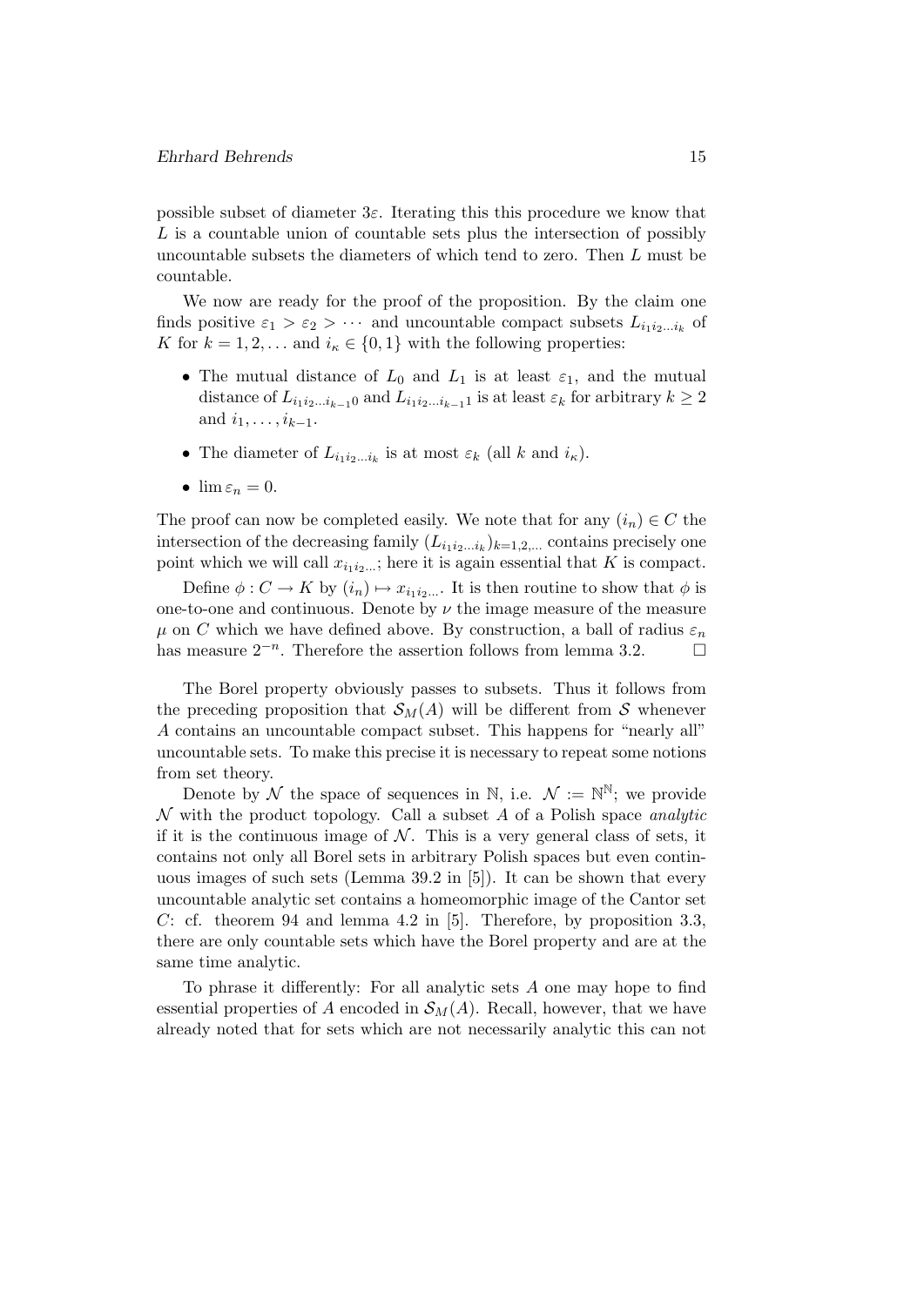possible subset of diameter $3\varepsilon$. Iterating this this procedure we know that $L$ is a countable union of countable sets plus the intersection of possibly uncountable subsets the diameters of which tend to zero. Then $L$ must be countable.

We now are ready for the proof of the proposition. By the claim one finds positive $\varepsilon_1 > \varepsilon_2 > \cdots$ and uncountable compact subsets $L_{i_1 i_2 \ldots i_k}$ of $K$ for $k = 1, 2, \ldots$ and $i_\kappa \in \{0, 1\}$ with the following properties:

- The mutual distance of $L_0$ and $L_1$ is at least $\varepsilon_1$, and the mutual distance of $L_{i_1 i_2 \ldots i_{k-1} 0}$ and $L_{i_1 i_2 \ldots i_{k-1} 1}$ is at least $\varepsilon_k$ for arbitrary $k \geq 2$ and $i_1, \ldots, i_{k-1}$.
- The diameter of $L_{i_1 i_2 \ldots i_k}$ is at most $\varepsilon_k$ (all $k$ and $i_\kappa$).
- $\lim \varepsilon_n = 0$.

The proof can now be completed easily. We note that for any $(i_n) \in C$ the intersection of the decreasing family $(L_{i_1 i_2 \ldots i_k})_{k=1,2,\ldots}$ contains precisely one point which we will call $x_{i_1 i_2 \ldots}$; here it is again essential that $K$ is compact.

Define $\phi : C \to K$ by $(i_n) \mapsto x_{i_1 i_2 \ldots}$. It is then routine to show that $\phi$ is one-to-one and continuous. Denote by $\nu$ the image measure of the measure $\mu$ on $C$ which we have defined above. By construction, a ball of radius $\varepsilon_n$ has measure $2^{-n}$. Therefore the assertion follows from lemma 3.2. $\square$

The Borel property obviously passes to subsets. Thus it follows from the preceding proposition that $\mathcal{S}_M(A)$ will be different from $\mathcal{S}$ whenever $A$ contains an uncountable compact subset. This happens for "nearly all" uncountable sets. To make this precise it is necessary to repeat some notions from set theory.

Denote by $\mathcal{N}$ the space of sequences in $\mathbb{N}$, i.e. $\mathcal{N} := \mathbb{N}^{\mathbb{N}}$; we provide $\mathcal{N}$ with the product topology. Call a subset $A$ of a Polish space *analytic* if it is the continuous image of $\mathcal{N}$. This is a very general class of sets, it contains not only all Borel sets in arbitrary Polish spaces but even continuous images of such sets (Lemma 39.2 in [5]). It can be shown that every uncountable analytic set contains a homeomorphic image of the Cantor set $C$: cf. theorem 94 and lemma 4.2 in [5]. Therefore, by proposition 3.3, there are only countable sets which have the Borel property and are at the same time analytic.

To phrase it differently: For all analytic sets $A$ one may hope to find essential properties of $A$ encoded in $\mathcal{S}_M(A)$. Recall, however, that we have already noted that for sets which are not necessarily analytic this can not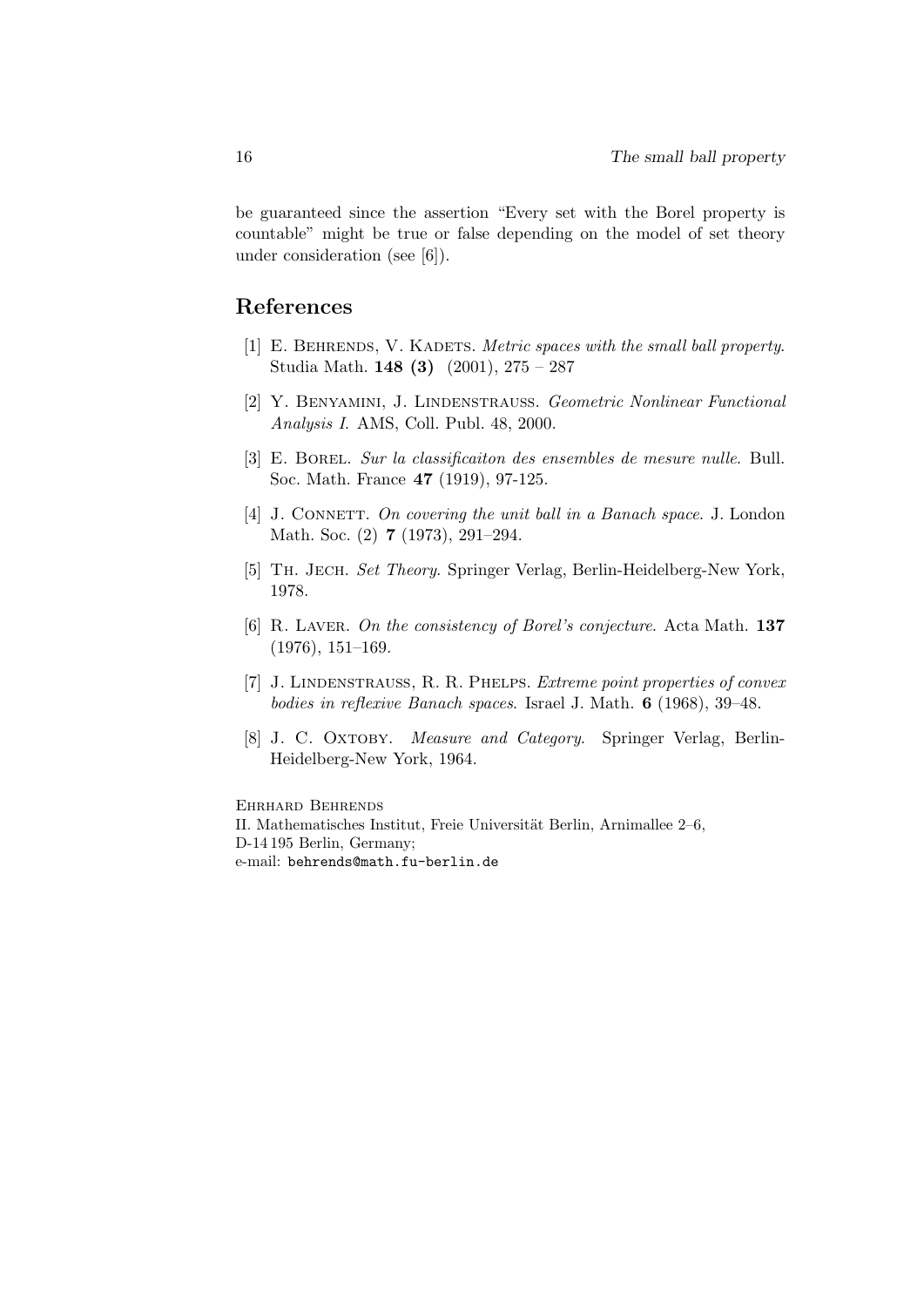be guaranteed since the assertion "Every set with the Borel property is countable" might be true or false depending on the model of set theory under consideration (see [6]).

## References

[1] E. Behrends, V. Kadets. *Metric spaces with the small ball property*. Studia Math. **148 (3)** (2001), 275 – 287

[2] Y. Benyamini, J. Lindenstrauss. *Geometric Nonlinear Functional Analysis I*. AMS, Coll. Publ. 48, 2000.

[3] E. Borel. *Sur la classificaiton des ensembles de mesure nulle*. Bull. Soc. Math. France **47** (1919), 97-125.

[4] J. Connett. *On covering the unit ball in a Banach space*. J. London Math. Soc. (2) **7** (1973), 291–294.

[5] Th. Jech. *Set Theory*. Springer Verlag, Berlin-Heidelberg-New York, 1978.

[6] R. Laver. *On the consistency of Borel's conjecture*. Acta Math. **137** (1976), 151–169.

[7] J. Lindenstrauss, R. R. Phelps. *Extreme point properties of convex bodies in reflexive Banach spaces*. Israel J. Math. **6** (1968), 39–48.

[8] J. C. Oxtoby. *Measure and Category*. Springer Verlag, Berlin-Heidelberg-New York, 1964.

Ehrhard Behrends
II. Mathematisches Institut, Freie Universität Berlin, Arnimallee 2–6,
D-14 195 Berlin, Germany;
e-mail: behrends@math.fu-berlin.de